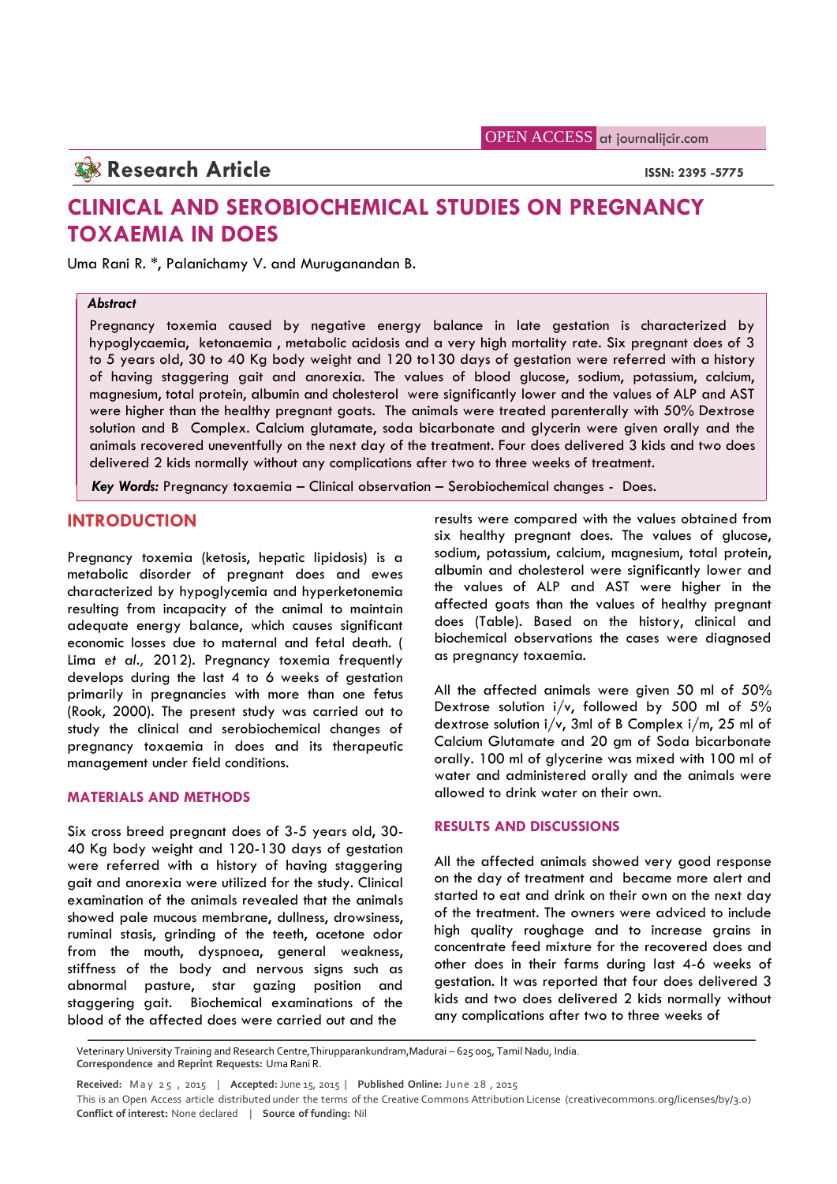OPEN ACCESS at journalijcir.com

**Research Article**

**ISSN: 2395 -5775**

# CLINICAL AND SEROBIOCHEMICAL STUDIES ON PREGNANCY TOXAEMIA IN DOES

Uma Rani R. *, Palanichamy V. and Muruganandan B.

***Abstract***

Pregnancy toxemia caused by negative energy balance in late gestation is characterized by hypoglycaemia, ketonaemia , metabolic acidosis and a very high mortality rate. Six pregnant does of 3 to 5 years old, 30 to 40 Kg body weight and 120 to130 days of gestation were referred with a history of having staggering gait and anorexia. The values of blood glucose, sodium, potassium, calcium, magnesium, total protein, albumin and cholesterol were significantly lower and the values of ALP and AST were higher than the healthy pregnant goats. The animals were treated parenterally with 50% Dextrose solution and B Complex. Calcium glutamate, soda bicarbonate and glycerin were given orally and the animals recovered uneventfully on the next day of the treatment. Four does delivered 3 kids and two does delivered 2 kids normally without any complications after two to three weeks of treatment.

***Key Words:*** Pregnancy toxaemia – Clinical observation – Serobiochemical changes - Does.

## INTRODUCTION

Pregnancy toxemia (ketosis, hepatic lipidosis) is a metabolic disorder of pregnant does and ewes characterized by hypoglycemia and hyperketonemia resulting from incapacity of the animal to maintain adequate energy balance, which causes significant economic losses due to maternal and fetal death. ( Lima *et al.,* 2012). Pregnancy toxemia frequently develops during the last 4 to 6 weeks of gestation primarily in pregnancies with more than one fetus (Rook, 2000). The present study was carried out to study the clinical and serobiochemical changes of pregnancy toxaemia in does and its therapeutic management under field conditions.

## MATERIALS AND METHODS

Six cross breed pregnant does of 3-5 years old, 30-40 Kg body weight and 120-130 days of gestation were referred with a history of having staggering gait and anorexia were utilized for the study. Clinical examination of the animals revealed that the animals showed pale mucous membrane, dullness, drowsiness, ruminal stasis, grinding of the teeth, acetone odor from the mouth, dyspnoea, general weakness, stiffness of the body and nervous signs such as abnormal pasture, star gazing position and staggering gait. Biochemical examinations of the blood of the affected does were carried out and the results were compared with the values obtained from six healthy pregnant does. The values of glucose, sodium, potassium, calcium, magnesium, total protein, albumin and cholesterol were significantly lower and the values of ALP and AST were higher in the affected goats than the values of healthy pregnant does (Table). Based on the history, clinical and biochemical observations the cases were diagnosed as pregnancy toxaemia.

All the affected animals were given 50 ml of 50% Dextrose solution i/v, followed by 500 ml of 5% dextrose solution i/v, 3ml of B Complex i/m, 25 ml of Calcium Glutamate and 20 gm of Soda bicarbonate orally. 100 ml of glycerine was mixed with 100 ml of water and administered orally and the animals were allowed to drink water on their own.

## RESULTS AND DISCUSSIONS

All the affected animals showed very good response on the day of treatment and became more alert and started to eat and drink on their own on the next day of the treatment. The owners were advised to include high quality roughage and to increase grains in concentrate feed mixture for the recovered does and other does in their farms during last 4-6 weeks of gestation. It was reported that four does delivered 3 kids and two does delivered 2 kids normally without any complications after two to three weeks of

Veterinary University Training and Research Centre,Thirupparankundram,Madurai – 625 005, Tamil Nadu, India.
**Correspondence and Reprint Requests:** Uma Rani R.

**Received:** May 25 , 2015 | **Accepted:** June 15, 2015 | **Published Online:** June 28 , 2015
This is an Open Access article distributed under the terms of the Creative Commons Attribution License (creativecommons.org/licenses/by/3.0)
**Conflict of interest:** None declared | **Source of funding:** Nil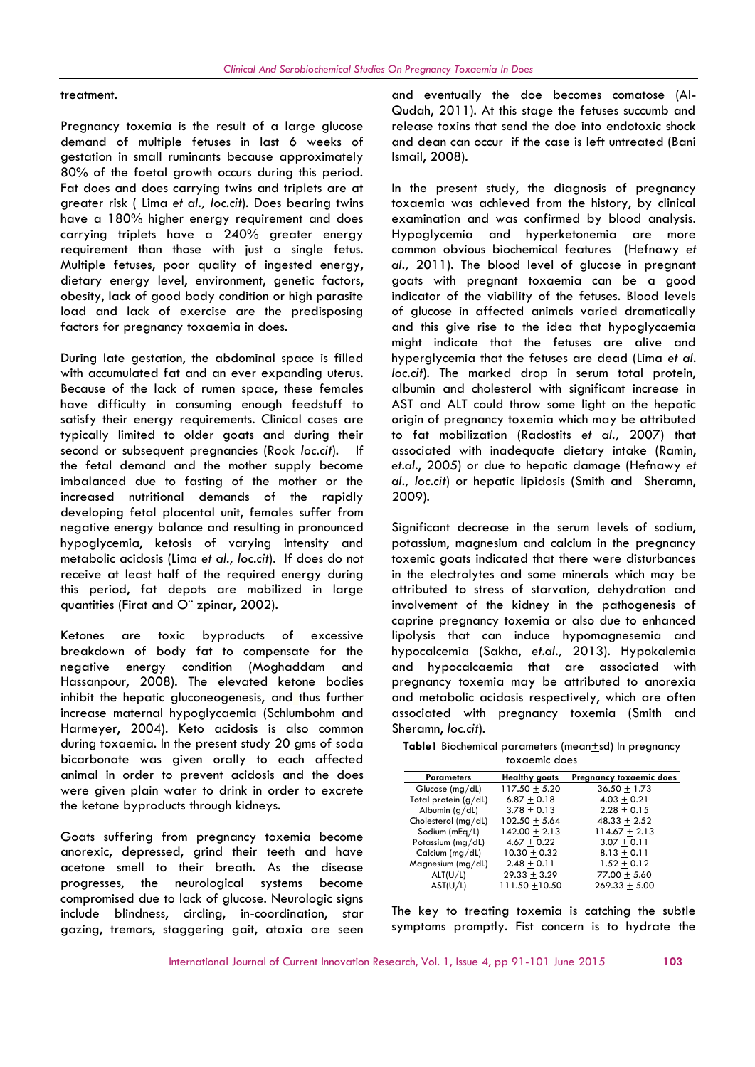treatment.

Pregnancy toxemia is the result of a large glucose demand of multiple fetuses in last 6 weeks of gestation in small ruminants because approximately 80% of the foetal growth occurs during this period. Fat does and does carrying twins and triplets are at greater risk ( Lima *et al., loc.cit*). Does bearing twins have a 180% higher energy requirement and does carrying triplets have a 240% greater energy requirement than those with just a single fetus. Multiple fetuses, poor quality of ingested energy, dietary energy level, environment, genetic factors, obesity, lack of good body condition or high parasite load and lack of exercise are the predisposing factors for pregnancy toxaemia in does.

During late gestation, the abdominal space is filled with accumulated fat and an ever expanding uterus. Because of the lack of rumen space, these females have difficulty in consuming enough feedstuff to satisfy their energy requirements. Clinical cases are typically limited to older goats and during their second or subsequent pregnancies (Rook *loc.cit*). If the fetal demand and the mother supply become imbalanced due to fasting of the mother or the increased nutritional demands of the rapidly developing fetal placental unit, females suffer from negative energy balance and resulting in pronounced hypoglycemia, ketosis of varying intensity and metabolic acidosis (Lima *et al., loc.cit*). If does do not receive at least half of the required energy during this period, fat depots are mobilized in large quantities (Firat and O¨ zpinar, 2002).

Ketones are toxic byproducts of excessive breakdown of body fat to compensate for the negative energy condition (Moghaddam and Hassanpour, 2008). The elevated ketone bodies inhibit the hepatic gluconeogenesis, and thus further increase maternal hypoglycaemia (Schlumbohm and Harmeyer, 2004). Keto acidosis is also common during toxaemia. In the present study 20 gms of soda bicarbonate was given orally to each affected animal in order to prevent acidosis and the does were given plain water to drink in order to excrete the ketone byproducts through kidneys.

Goats suffering from pregnancy toxemia become anorexic, depressed, grind their teeth and have acetone smell to their breath. As the disease progresses, the neurological systems become compromised due to lack of glucose. Neurologic signs include blindness, circling, in-coordination, star gazing, tremors, staggering gait, ataxia are seen and eventually the doe becomes comatose (Al-Qudah, 2011). At this stage the fetuses succumb and release toxins that send the doe into endotoxic shock and dean can occur if the case is left untreated (Bani Ismail, 2008).

In the present study, the diagnosis of pregnancy toxaemia was achieved from the history, by clinical examination and was confirmed by blood analysis. Hypoglycemia and hyperketonemia are more common obvious biochemical features (Hefnawy *et al.,* 2011). The blood level of glucose in pregnant goats with pregnant toxaemia can be a good indicator of the viability of the fetuses. Blood levels of glucose in affected animals varied dramatically and this give rise to the idea that hypoglycaemia might indicate that the fetuses are alive and hyperglycemia that the fetuses are dead (Lima *et al. loc.cit*). The marked drop in serum total protein, albumin and cholesterol with significant increase in AST and ALT could throw some light on the hepatic origin of pregnancy toxemia which may be attributed to fat mobilization (Radostits *et al.,* 2007) that associated with inadequate dietary intake (Ramin, *et.al*., 2005) or due to hepatic damage (Hefnawy *et al., loc.cit*) or hepatic lipidosis (Smith and Sheramn, 2009).

Significant decrease in the serum levels of sodium, potassium, magnesium and calcium in the pregnancy toxemic goats indicated that there were disturbances in the electrolytes and some minerals which may be attributed to stress of starvation, dehydration and involvement of the kidney in the pathogenesis of caprine pregnancy toxemia or also due to enhanced lipolysis that can induce hypomagnesemia and hypocalcemia (Sakha, *et.al.,* 2013). Hypokalemia and hypocalcaemia that are associated with pregnancy toxemia may be attributed to anorexia and metabolic acidosis respectively, which are often associated with pregnancy toxemia (Smith and Sheramn, *loc.cit*).

**Table1** Biochemical parameters (mean$\pm$sd) In pregnancy toxaemic does

| Parameters | Healthy goats | Pregnancy toxaemic does |
|---|---|---|
| Glucose (mg/dL) | 117.50 $\pm$ 5.20 | 36.50 $\pm$ 1.73 |
| Total protein (g/dL) | 6.87 $\pm$ 0.18 | 4.03 $\pm$ 0.21 |
| Albumin (g/dL) | 3.78 $\pm$ 0.13 | 2.28 $\pm$ 0.15 |
| Cholesterol (mg/dL) | 102.50 $\pm$ 5.64 | 48.33 $\pm$ 2.52 |
| Sodium (mEq/L) | 142.00 $\pm$ 2.13 | 114.67 $\pm$ 2.13 |
| Potassium (mg/dL) | 4.67 $\pm$ 0.22 | 3.07 $\pm$ 0.11 |
| Calcium (mg/dL) | 10.30 $\pm$ 0.32 | 8.13 $\pm$ 0.11 |
| Magnesium (mg/dL) | 2.48 $\pm$ 0.11 | 1.52 $\pm$ 0.12 |
| ALT(U/L) | 29.33 $\pm$ 3.29 | 77.00 $\pm$ 5.60 |
| AST(U/L) | 111.50 $\pm$10.50 | 269.33 $\pm$ 5.00 |

The key to treating toxemia is catching the subtle symptoms promptly. Fist concern is to hydrate the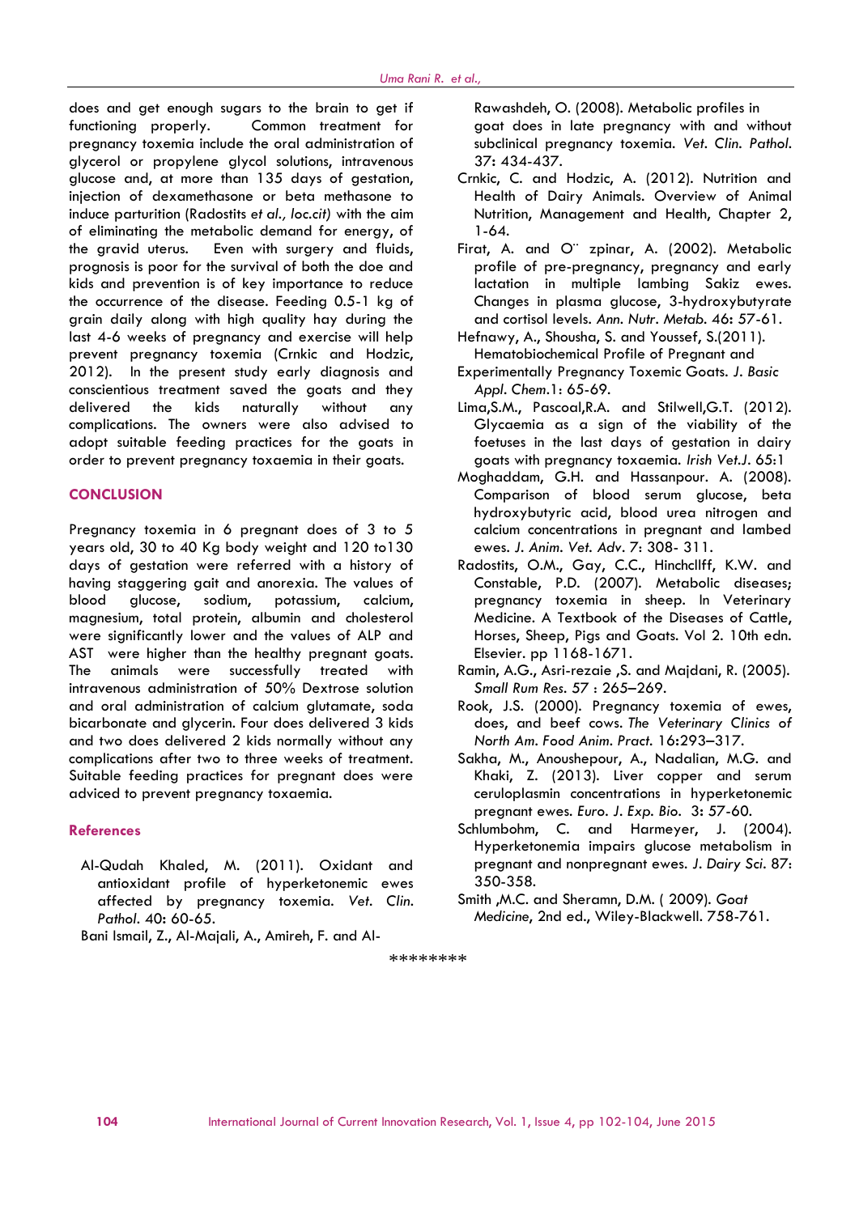does and get enough sugars to the brain to get if functioning properly. Common treatment for pregnancy toxemia include the oral administration of glycerol or propylene glycol solutions, intravenous glucose and, at more than 135 days of gestation, injection of dexamethasone or beta methasone to induce parturition (Radostits *et al., loc.cit)* with the aim of eliminating the metabolic demand for energy, of the gravid uterus. Even with surgery and fluids, prognosis is poor for the survival of both the doe and kids and prevention is of key importance to reduce the occurrence of the disease. Feeding 0.5-1 kg of grain daily along with high quality hay during the last 4-6 weeks of pregnancy and exercise will help prevent pregnancy toxemia (Crnkic and Hodzic, 2012). In the present study early diagnosis and conscientious treatment saved the goats and they delivered the kids naturally without any complications. The owners were also advised to adopt suitable feeding practices for the goats in order to prevent pregnancy toxaemia in their goats.

## CONCLUSION

Pregnancy toxemia in 6 pregnant does of 3 to 5 years old, 30 to 40 Kg body weight and 120 to130 days of gestation were referred with a history of having staggering gait and anorexia. The values of blood glucose, sodium, potassium, calcium, magnesium, total protein, albumin and cholesterol were significantly lower and the values of ALP and AST were higher than the healthy pregnant goats. The animals were successfully treated with intravenous administration of 50% Dextrose solution and oral administration of calcium glutamate, soda bicarbonate and glycerin. Four does delivered 3 kids and two does delivered 2 kids normally without any complications after two to three weeks of treatment. Suitable feeding practices for pregnant does were adviced to prevent pregnancy toxaemia.

## References

Al-Qudah Khaled, M. (2011). Oxidant and antioxidant profile of hyperketonemic ewes affected by pregnancy toxemia. *Vet. Clin. Pathol.* 40**:** 60-65.

Bani Ismail, Z., Al-Majali, A., Amireh, F. and Al-Rawashdeh, O. (2008). Metabolic profiles in goat does in late pregnancy with and without subclinical pregnancy toxemia. *Vet. Clin. Pathol.* 37**:** 434-437.

Crnkic, C. and Hodzic, A. (2012). Nutrition and Health of Dairy Animals. Overview of Animal Nutrition, Management and Health, Chapter 2, 1-64.

Firat, A. and O¨ zpinar, A. (2002). Metabolic profile of pre-pregnancy, pregnancy and early lactation in multiple lambing Sakiz ewes. Changes in plasma glucose, 3-hydroxybutyrate and cortisol levels. *Ann. Nutr. Metab.* 46**:** 57-61.

Hefnawy, A., Shousha, S. and Youssef, S.(2011). Hematobiochemical Profile of Pregnant and Experimentally Pregnancy Toxemic Goats. *J. Basic Appl. Chem*.1: 65-69.

Lima,S.M., Pascoal,R.A. and Stilwell,G.T. (2012). Glycaemia as a sign of the viability of the foetuses in the last days of gestation in dairy goats with pregnancy toxaemia. *Irish Vet.J.* 65:1

Moghaddam, G.H. and Hassanpour. A. (2008). Comparison of blood serum glucose, beta hydroxybutyric acid, blood urea nitrogen and calcium concentrations in pregnant and lambed ewes. *J. Anim. Vet. Adv.* 7: 308- 311.

Radostits, O.M., Gay, C.C., Hinchcllff, K.W. and Constable, P.D. (2007). Metabolic diseases; pregnancy toxemia in sheep. In Veterinary Medicine. A Textbook of the Diseases of Cattle, Horses, Sheep, Pigs and Goats. Vol 2. 10th edn. Elsevier. pp 1168-1671.

Ramin, A.G., Asri-rezaie ,S. and Majdani, R. (2005). *Small Rum Res. 57* : 265–269.

Rook, J.S. (2000). Pregnancy toxemia of ewes, does, and beef cows. *The Veterinary Clinics of North Am. Food Anim. Pract.* 16:293–317.

Sakha, M., Anoushepour, A., Nadalian, M.G. and Khaki, Z. (2013). Liver copper and serum ceruloplasmin concentrations in hyperketonemic pregnant ewes. *Euro. J. Exp. Bio.* 3**:** 57-60.

Schlumbohm, C. and Harmeyer, J. (2004). Hyperketonemia impairs glucose metabolism in pregnant and nonpregnant ewes. *J. Dairy Sci.* 87**:** 350-358.

Smith ,M.C. and Sheramn, D.M. ( 2009). *Goat Medicine*, 2nd ed., Wiley-Blackwell. 758-761.

********